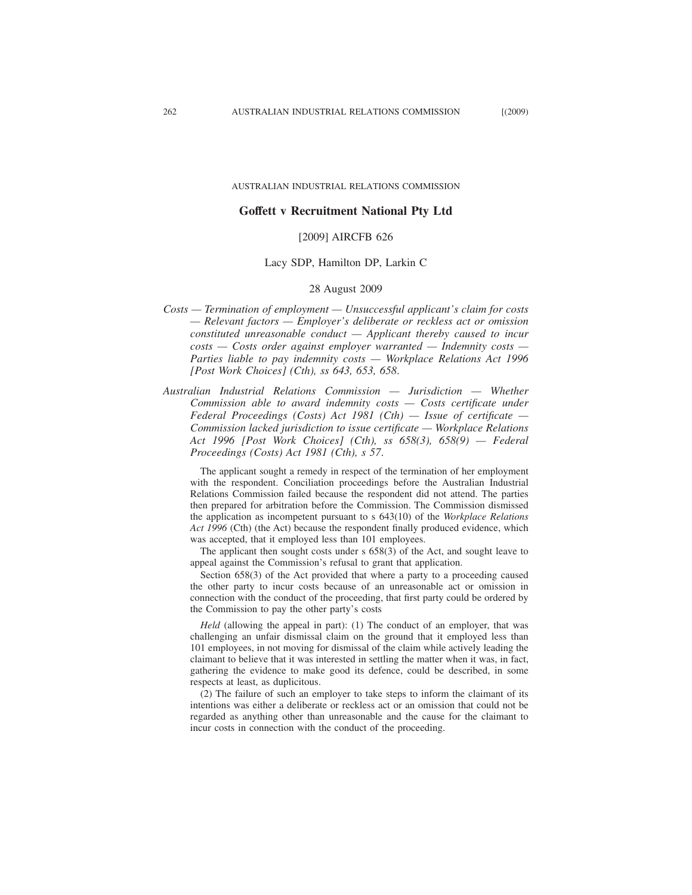AUSTRALIAN INDUSTRIAL RELATIONS COMMISSION

# Goffett v Recruitment National Pty Ltd

[2009] AIRCFB 626

Lacy SDP, Hamilton DP, Larkin C

28 August 2009

*Costs — Termination of employment — Unsuccessful applicant's claim for costs — Relevant factors — Employer's deliberate or reckless act or omission constituted unreasonable conduct — Applicant thereby caused to incur costs — Costs order against employer warranted — Indemnity costs — Parties liable to pay indemnity costs — Workplace Relations Act 1996 [Post Work Choices] (Cth), ss 643, 653, 658.*

*Australian Industrial Relations Commission — Jurisdiction — Whether Commission able to award indemnity costs — Costs certificate under Federal Proceedings (Costs) Act 1981 (Cth) — Issue of certificate — Commission lacked jurisdiction to issue certificate — Workplace Relations Act 1996 [Post Work Choices] (Cth), ss 658(3), 658(9) — Federal Proceedings (Costs) Act 1981 (Cth), s 57.*

The applicant sought a remedy in respect of the termination of her employment with the respondent. Conciliation proceedings before the Australian Industrial Relations Commission failed because the respondent did not attend. The parties then prepared for arbitration before the Commission. The Commission dismissed the application as incompetent pursuant to s 643(10) of the *Workplace Relations Act 1996* (Cth) (the Act) because the respondent finally produced evidence, which was accepted, that it employed less than 101 employees.

The applicant then sought costs under s 658(3) of the Act, and sought leave to appeal against the Commission's refusal to grant that application.

Section 658(3) of the Act provided that where a party to a proceeding caused the other party to incur costs because of an unreasonable act or omission in connection with the conduct of the proceeding, that first party could be ordered by the Commission to pay the other party's costs

*Held* (allowing the appeal in part): (1) The conduct of an employer, that was challenging an unfair dismissal claim on the ground that it employed less than 101 employees, in not moving for dismissal of the claim while actively leading the claimant to believe that it was interested in settling the matter when it was, in fact, gathering the evidence to make good its defence, could be described, in some respects at least, as duplicitous.

(2) The failure of such an employer to take steps to inform the claimant of its intentions was either a deliberate or reckless act or an omission that could not be regarded as anything other than unreasonable and the cause for the claimant to incur costs in connection with the conduct of the proceeding.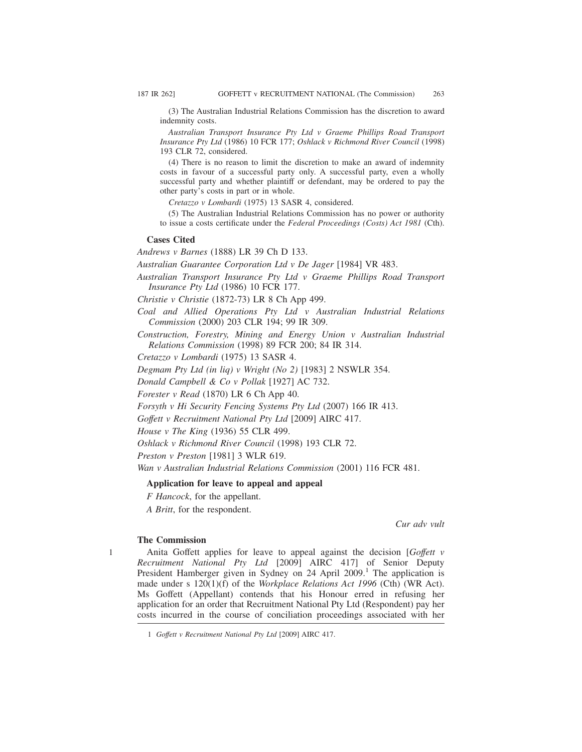(3) The Australian Industrial Relations Commission has the discretion to award indemnity costs.

*Australian Transport Insurance Pty Ltd v Graeme Phillips Road Transport Insurance Pty Ltd* (1986) 10 FCR 177; *Oshlack v Richmond River Council* (1998) 193 CLR 72, considered.

(4) There is no reason to limit the discretion to make an award of indemnity costs in favour of a successful party only. A successful party, even a wholly successful party and whether plaintiff or defendant, may be ordered to pay the other party's costs in part or in whole.

*Cretazzo v Lombardi* (1975) 13 SASR 4, considered.

(5) The Australian Industrial Relations Commission has no power or authority to issue a costs certificate under the *Federal Proceedings (Costs) Act 1981* (Cth).

**Cases Cited**

*Andrews v Barnes* (1888) LR 39 Ch D 133.

*Australian Guarantee Corporation Ltd v De Jager* [1984] VR 483.

*Australian Transport Insurance Pty Ltd v Graeme Phillips Road Transport Insurance Pty Ltd* (1986) 10 FCR 177.

*Christie v Christie* (1872-73) LR 8 Ch App 499.

*Coal and Allied Operations Pty Ltd v Australian Industrial Relations Commission* (2000) 203 CLR 194; 99 IR 309.

*Construction, Forestry, Mining and Energy Union v Australian Industrial Relations Commission* (1998) 89 FCR 200; 84 IR 314.

*Cretazzo v Lombardi* (1975) 13 SASR 4.

*Degmam Pty Ltd (in liq) v Wright (No 2)* [1983] 2 NSWLR 354.

*Donald Campbell & Co v Pollak* [1927] AC 732.

*Forester v Read* (1870) LR 6 Ch App 40.

*Forsyth v Hi Security Fencing Systems Pty Ltd* (2007) 166 IR 413.

*Goffett v Recruitment National Pty Ltd* [2009] AIRC 417.

*House v The King* (1936) 55 CLR 499.

*Oshlack v Richmond River Council* (1998) 193 CLR 72.

*Preston v Preston* [1981] 3 WLR 619.

*Wan v Australian Industrial Relations Commission* (2001) 116 FCR 481.

**Application for leave to appeal and appeal**

*F Hancock*, for the appellant.

*A Britt*, for the respondent.

*Cur adv vult*

**The Commission**

1 Anita Goffett applies for leave to appeal against the decision [*Goffett v Recruitment National Pty Ltd* [2009] AIRC 417] of Senior Deputy President Hamberger given in Sydney on 24 April 2009.[1] The application is made under s 120(1)(f) of the *Workplace Relations Act 1996* (Cth) (WR Act). Ms Goffett (Appellant) contends that his Honour erred in refusing her application for an order that Recruitment National Pty Ltd (Respondent) pay her costs incurred in the course of conciliation proceedings associated with her

1 *Goffett v Recruitment National Pty Ltd* [2009] AIRC 417.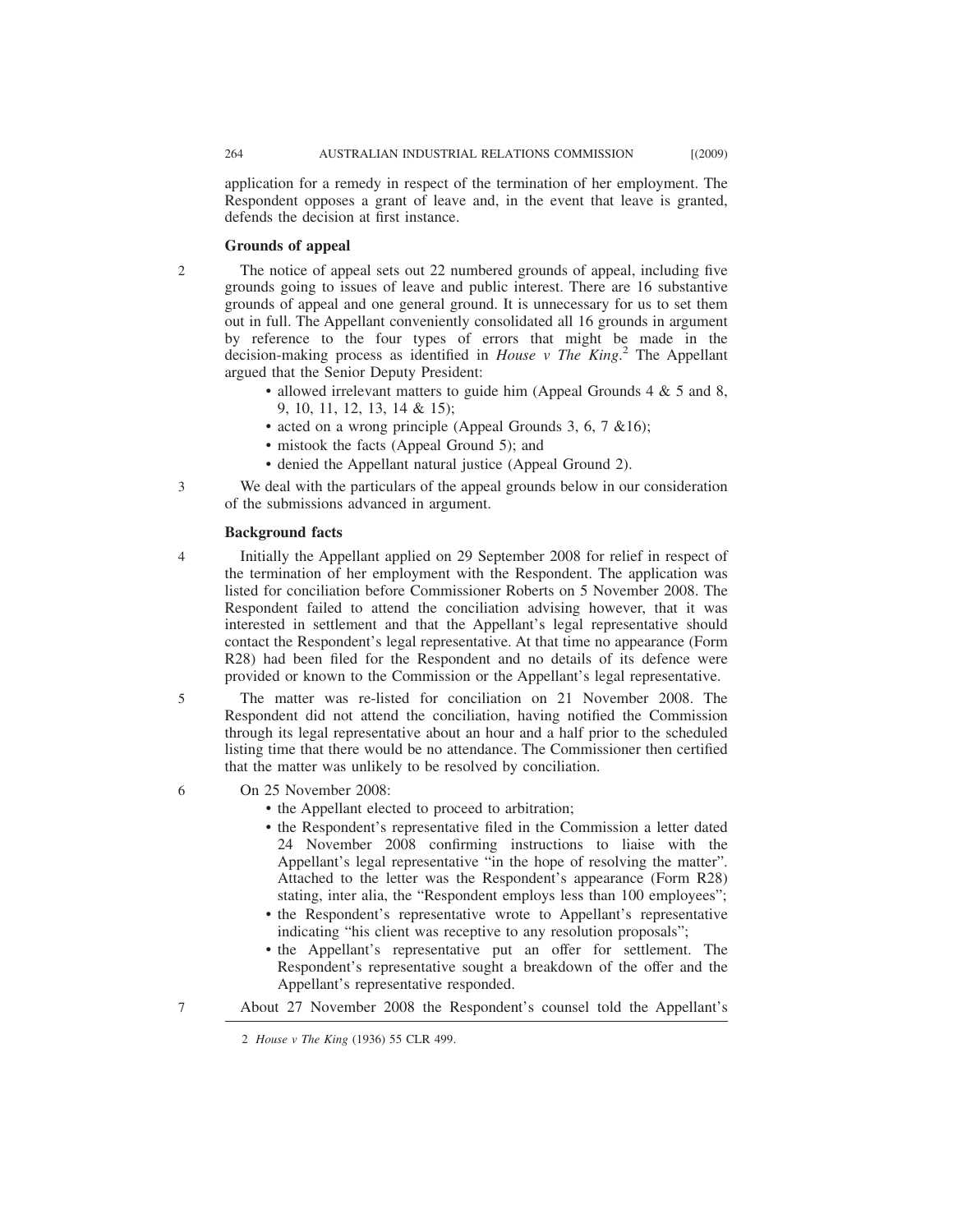application for a remedy in respect of the termination of her employment. The Respondent opposes a grant of leave and, in the event that leave is granted, defends the decision at first instance.

### Grounds of appeal

2 The notice of appeal sets out 22 numbered grounds of appeal, including five grounds going to issues of leave and public interest. There are 16 substantive grounds of appeal and one general ground. It is unnecessary for us to set them out in full. The Appellant conveniently consolidated all 16 grounds in argument by reference to the four types of errors that might be made in the decision-making process as identified in *House v The King*.[2] The Appellant argued that the Senior Deputy President:

- allowed irrelevant matters to guide him (Appeal Grounds 4 & 5 and 8, 9, 10, 11, 12, 13, 14 & 15);
- acted on a wrong principle (Appeal Grounds 3, 6, 7 &16);
- mistook the facts (Appeal Ground 5); and
- denied the Appellant natural justice (Appeal Ground 2).

3 We deal with the particulars of the appeal grounds below in our consideration of the submissions advanced in argument.

### Background facts

4 Initially the Appellant applied on 29 September 2008 for relief in respect of the termination of her employment with the Respondent. The application was listed for conciliation before Commissioner Roberts on 5 November 2008. The Respondent failed to attend the conciliation advising however, that it was interested in settlement and that the Appellant's legal representative should contact the Respondent's legal representative. At that time no appearance (Form R28) had been filed for the Respondent and no details of its defence were provided or known to the Commission or the Appellant's legal representative.

5 The matter was re-listed for conciliation on 21 November 2008. The Respondent did not attend the conciliation, having notified the Commission through its legal representative about an hour and a half prior to the scheduled listing time that there would be no attendance. The Commissioner then certified that the matter was unlikely to be resolved by conciliation.

6 On 25 November 2008:

- the Appellant elected to proceed to arbitration;
- the Respondent's representative filed in the Commission a letter dated 24 November 2008 confirming instructions to liaise with the Appellant's legal representative "in the hope of resolving the matter". Attached to the letter was the Respondent's appearance (Form R28) stating, inter alia, the "Respondent employs less than 100 employees";
- the Respondent's representative wrote to Appellant's representative indicating "his client was receptive to any resolution proposals";
- the Appellant's representative put an offer for settlement. The Respondent's representative sought a breakdown of the offer and the Appellant's representative responded.

7 About 27 November 2008 the Respondent's counsel told the Appellant's

---

2 *House v The King* (1936) 55 CLR 499.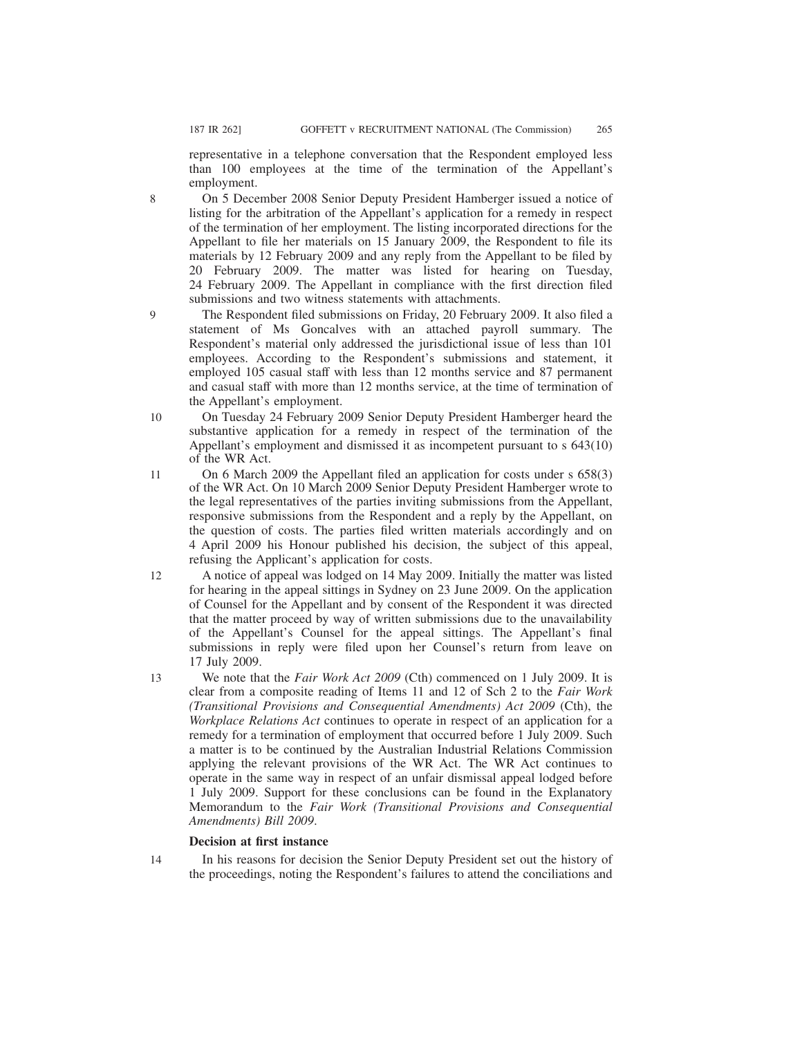representative in a telephone conversation that the Respondent employed less than 100 employees at the time of the termination of the Appellant's employment.

8 On 5 December 2008 Senior Deputy President Hamberger issued a notice of listing for the arbitration of the Appellant's application for a remedy in respect of the termination of her employment. The listing incorporated directions for the Appellant to file her materials on 15 January 2009, the Respondent to file its materials by 12 February 2009 and any reply from the Appellant to be filed by 20 February 2009. The matter was listed for hearing on Tuesday, 24 February 2009. The Appellant in compliance with the first direction filed submissions and two witness statements with attachments.

9 The Respondent filed submissions on Friday, 20 February 2009. It also filed a statement of Ms Goncalves with an attached payroll summary. The Respondent's material only addressed the jurisdictional issue of less than 101 employees. According to the Respondent's submissions and statement, it employed 105 casual staff with less than 12 months service and 87 permanent and casual staff with more than 12 months service, at the time of termination of the Appellant's employment.

10 On Tuesday 24 February 2009 Senior Deputy President Hamberger heard the substantive application for a remedy in respect of the termination of the Appellant's employment and dismissed it as incompetent pursuant to s 643(10) of the WR Act.

11 On 6 March 2009 the Appellant filed an application for costs under s 658(3) of the WR Act. On 10 March 2009 Senior Deputy President Hamberger wrote to the legal representatives of the parties inviting submissions from the Appellant, responsive submissions from the Respondent and a reply by the Appellant, on the question of costs. The parties filed written materials accordingly and on 4 April 2009 his Honour published his decision, the subject of this appeal, refusing the Applicant's application for costs.

12 A notice of appeal was lodged on 14 May 2009. Initially the matter was listed for hearing in the appeal sittings in Sydney on 23 June 2009. On the application of Counsel for the Appellant and by consent of the Respondent it was directed that the matter proceed by way of written submissions due to the unavailability of the Appellant's Counsel for the appeal sittings. The Appellant's final submissions in reply were filed upon her Counsel's return from leave on 17 July 2009.

13 We note that the *Fair Work Act 2009* (Cth) commenced on 1 July 2009. It is clear from a composite reading of Items 11 and 12 of Sch 2 to the *Fair Work (Transitional Provisions and Consequential Amendments) Act 2009* (Cth), the *Workplace Relations Act* continues to operate in respect of an application for a remedy for a termination of employment that occurred before 1 July 2009. Such a matter is to be continued by the Australian Industrial Relations Commission applying the relevant provisions of the WR Act. The WR Act continues to operate in the same way in respect of an unfair dismissal appeal lodged before 1 July 2009. Support for these conclusions can be found in the Explanatory Memorandum to the *Fair Work (Transitional Provisions and Consequential Amendments) Bill 2009*.

**Decision at first instance**

14 In his reasons for decision the Senior Deputy President set out the history of the proceedings, noting the Respondent's failures to attend the conciliations and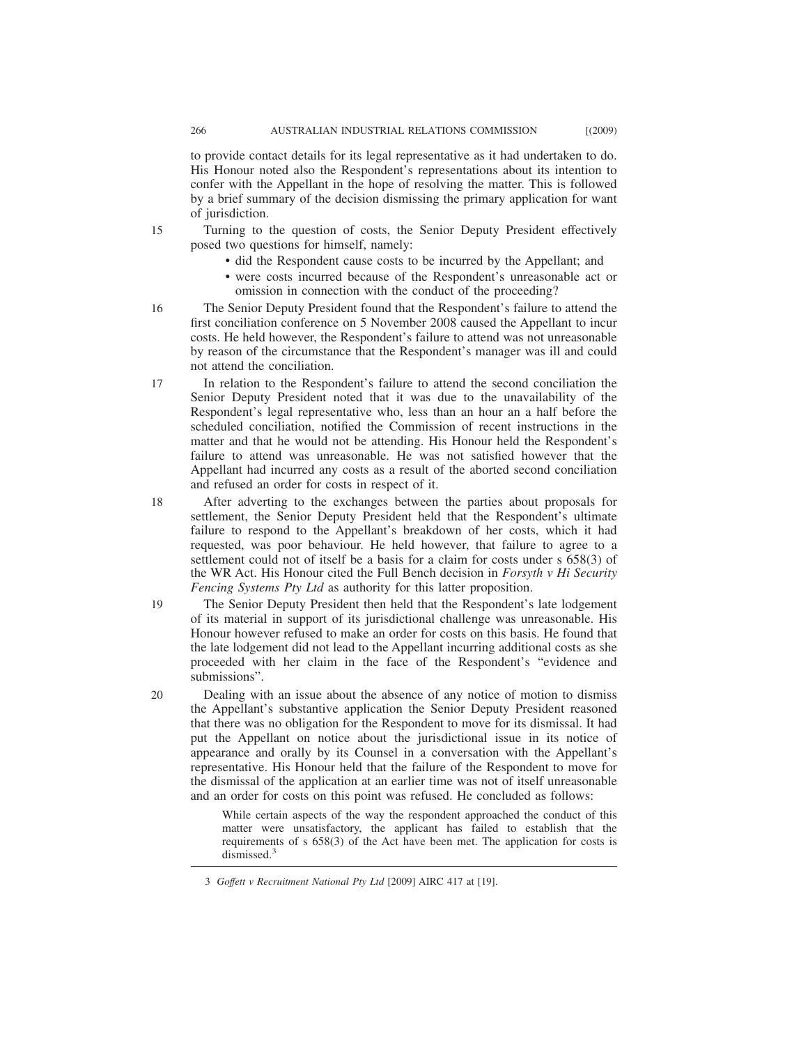to provide contact details for its legal representative as it had undertaken to do. His Honour noted also the Respondent's representations about its intention to confer with the Appellant in the hope of resolving the matter. This is followed by a brief summary of the decision dismissing the primary application for want of jurisdiction.

15 Turning to the question of costs, the Senior Deputy President effectively posed two questions for himself, namely:

- did the Respondent cause costs to be incurred by the Appellant; and
- were costs incurred because of the Respondent's unreasonable act or omission in connection with the conduct of the proceeding?

16 The Senior Deputy President found that the Respondent's failure to attend the first conciliation conference on 5 November 2008 caused the Appellant to incur costs. He held however, the Respondent's failure to attend was not unreasonable by reason of the circumstance that the Respondent's manager was ill and could not attend the conciliation.

17 In relation to the Respondent's failure to attend the second conciliation the Senior Deputy President noted that it was due to the unavailability of the Respondent's legal representative who, less than an hour an a half before the scheduled conciliation, notified the Commission of recent instructions in the matter and that he would not be attending. His Honour held the Respondent's failure to attend was unreasonable. He was not satisfied however that the Appellant had incurred any costs as a result of the aborted second conciliation and refused an order for costs in respect of it.

18 After adverting to the exchanges between the parties about proposals for settlement, the Senior Deputy President held that the Respondent's ultimate failure to respond to the Appellant's breakdown of her costs, which it had requested, was poor behaviour. He held however, that failure to agree to a settlement could not of itself be a basis for a claim for costs under s 658(3) of the WR Act. His Honour cited the Full Bench decision in *Forsyth v Hi Security Fencing Systems Pty Ltd* as authority for this latter proposition.

19 The Senior Deputy President then held that the Respondent's late lodgement of its material in support of its jurisdictional challenge was unreasonable. His Honour however refused to make an order for costs on this basis. He found that the late lodgement did not lead to the Appellant incurring additional costs as she proceeded with her claim in the face of the Respondent's "evidence and submissions".

20 Dealing with an issue about the absence of any notice of motion to dismiss the Appellant's substantive application the Senior Deputy President reasoned that there was no obligation for the Respondent to move for its dismissal. It had put the Appellant on notice about the jurisdictional issue in its notice of appearance and orally by its Counsel in a conversation with the Appellant's representative. His Honour held that the failure of the Respondent to move for the dismissal of the application at an earlier time was not of itself unreasonable and an order for costs on this point was refused. He concluded as follows:

> While certain aspects of the way the respondent approached the conduct of this matter were unsatisfactory, the applicant has failed to establish that the requirements of s 658(3) of the Act have been met. The application for costs is dismissed.[3]

3 *Goffett v Recruitment National Pty Ltd* [2009] AIRC 417 at [19].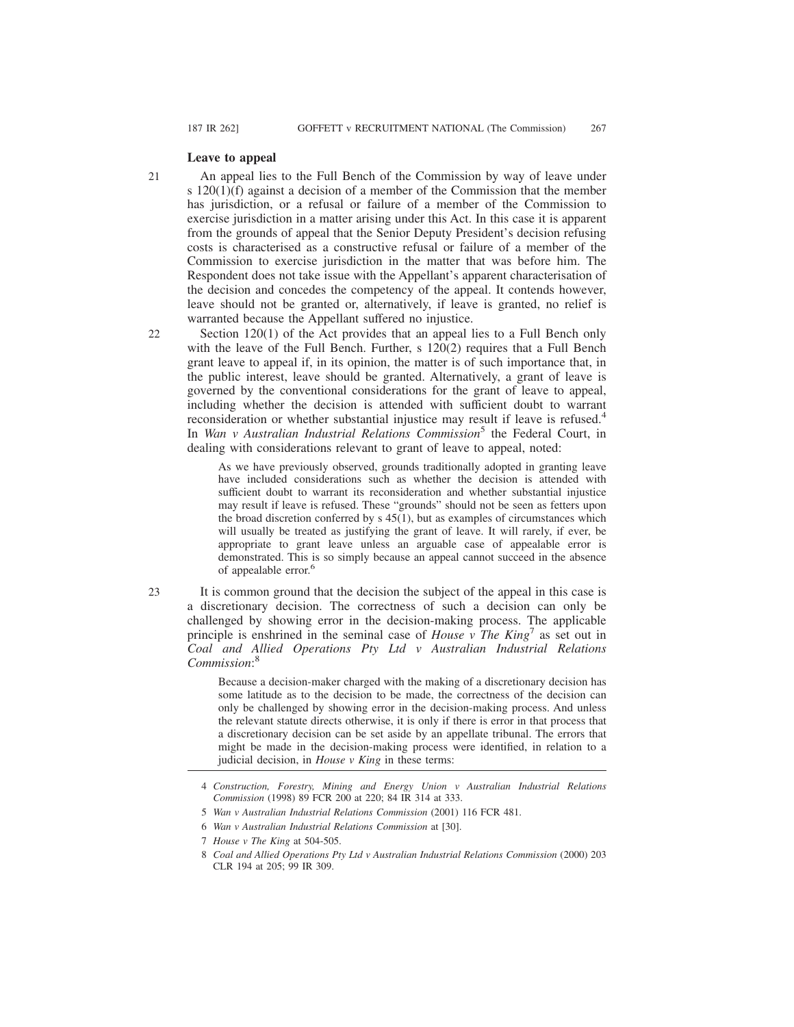### Leave to appeal

21 An appeal lies to the Full Bench of the Commission by way of leave under s 120(1)(f) against a decision of a member of the Commission that the member has jurisdiction, or a refusal or failure of a member of the Commission to exercise jurisdiction in a matter arising under this Act. In this case it is apparent from the grounds of appeal that the Senior Deputy President's decision refusing costs is characterised as a constructive refusal or failure of a member of the Commission to exercise jurisdiction in the matter that was before him. The Respondent does not take issue with the Appellant's apparent characterisation of the decision and concedes the competency of the appeal. It contends however, leave should not be granted or, alternatively, if leave is granted, no relief is warranted because the Appellant suffered no injustice.

22 Section 120(1) of the Act provides that an appeal lies to a Full Bench only with the leave of the Full Bench. Further, s 120(2) requires that a Full Bench grant leave to appeal if, in its opinion, the matter is of such importance that, in the public interest, leave should be granted. Alternatively, a grant of leave is governed by the conventional considerations for the grant of leave to appeal, including whether the decision is attended with sufficient doubt to warrant reconsideration or whether substantial injustice may result if leave is refused.[4] In *Wan v Australian Industrial Relations Commission*[5] the Federal Court, in dealing with considerations relevant to grant of leave to appeal, noted:

> As we have previously observed, grounds traditionally adopted in granting leave have included considerations such as whether the decision is attended with sufficient doubt to warrant its reconsideration and whether substantial injustice may result if leave is refused. These "grounds" should not be seen as fetters upon the broad discretion conferred by s 45(1), but as examples of circumstances which will usually be treated as justifying the grant of leave. It will rarely, if ever, be appropriate to grant leave unless an arguable case of appealable error is demonstrated. This is so simply because an appeal cannot succeed in the absence of appealable error.[6]

23 It is common ground that the decision the subject of the appeal in this case is a discretionary decision. The correctness of such a decision can only be challenged by showing error in the decision-making process. The applicable principle is enshrined in the seminal case of *House v The King*[7] as set out in *Coal and Allied Operations Pty Ltd v Australian Industrial Relations Commission*:[8]

> Because a decision-maker charged with the making of a discretionary decision has some latitude as to the decision to be made, the correctness of the decision can only be challenged by showing error in the decision-making process. And unless the relevant statute directs otherwise, it is only if there is error in that process that a discretionary decision can be set aside by an appellate tribunal. The errors that might be made in the decision-making process were identified, in relation to a judicial decision, in *House v King* in these terms:

---

4 *Construction, Forestry, Mining and Energy Union v Australian Industrial Relations Commission* (1998) 89 FCR 200 at 220; 84 IR 314 at 333.

5 *Wan v Australian Industrial Relations Commission* (2001) 116 FCR 481.

6 *Wan v Australian Industrial Relations Commission* at [30].

7 *House v The King* at 504-505.

8 *Coal and Allied Operations Pty Ltd v Australian Industrial Relations Commission* (2000) 203 CLR 194 at 205; 99 IR 309.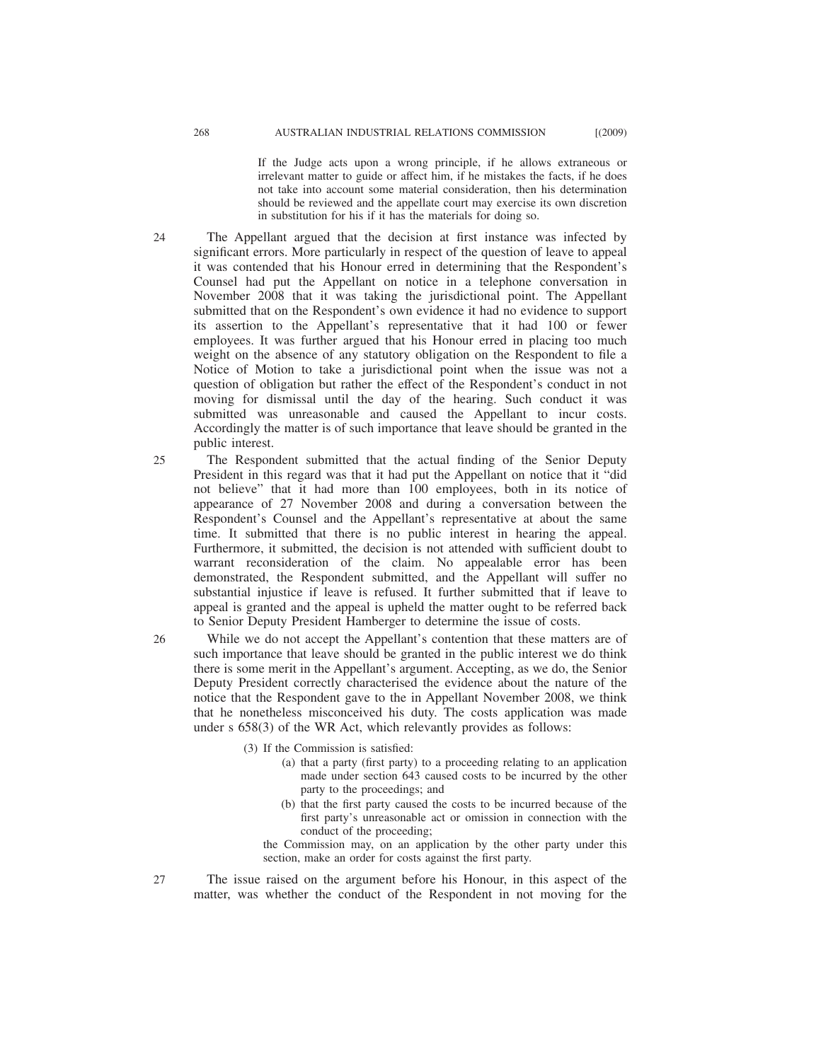> If the Judge acts upon a wrong principle, if he allows extraneous or irrelevant matter to guide or affect him, if he mistakes the facts, if he does not take into account some material consideration, then his determination should be reviewed and the appellate court may exercise its own discretion in substitution for his if it has the materials for doing so.

24 The Appellant argued that the decision at first instance was infected by significant errors. More particularly in respect of the question of leave to appeal it was contended that his Honour erred in determining that the Respondent's Counsel had put the Appellant on notice in a telephone conversation in November 2008 that it was taking the jurisdictional point. The Appellant submitted that on the Respondent's own evidence it had no evidence to support its assertion to the Appellant's representative that it had 100 or fewer employees. It was further argued that his Honour erred in placing too much weight on the absence of any statutory obligation on the Respondent to file a Notice of Motion to take a jurisdictional point when the issue was not a question of obligation but rather the effect of the Respondent's conduct in not moving for dismissal until the day of the hearing. Such conduct it was submitted was unreasonable and caused the Appellant to incur costs. Accordingly the matter is of such importance that leave should be granted in the public interest.

25 The Respondent submitted that the actual finding of the Senior Deputy President in this regard was that it had put the Appellant on notice that it "did not believe" that it had more than 100 employees, both in its notice of appearance of 27 November 2008 and during a conversation between the Respondent's Counsel and the Appellant's representative at about the same time. It submitted that there is no public interest in hearing the appeal. Furthermore, it submitted, the decision is not attended with sufficient doubt to warrant reconsideration of the claim. No appealable error has been demonstrated, the Respondent submitted, and the Appellant will suffer no substantial injustice if leave is refused. It further submitted that if leave to appeal is granted and the appeal is upheld the matter ought to be referred back to Senior Deputy President Hamberger to determine the issue of costs.

26 While we do not accept the Appellant's contention that these matters are of such importance that leave should be granted in the public interest we do think there is some merit in the Appellant's argument. Accepting, as we do, the Senior Deputy President correctly characterised the evidence about the nature of the notice that the Respondent gave to the in Appellant November 2008, we think that he nonetheless misconceived his duty. The costs application was made under s 658(3) of the WR Act, which relevantly provides as follows:

> (3) If the Commission is satisfied:
>
> (a) that a party (first party) to a proceeding relating to an application made under section 643 caused costs to be incurred by the other party to the proceedings; and
>
> (b) that the first party caused the costs to be incurred because of the first party's unreasonable act or omission in connection with the conduct of the proceeding;
>
> the Commission may, on an application by the other party under this section, make an order for costs against the first party.

27 The issue raised on the argument before his Honour, in this aspect of the matter, was whether the conduct of the Respondent in not moving for the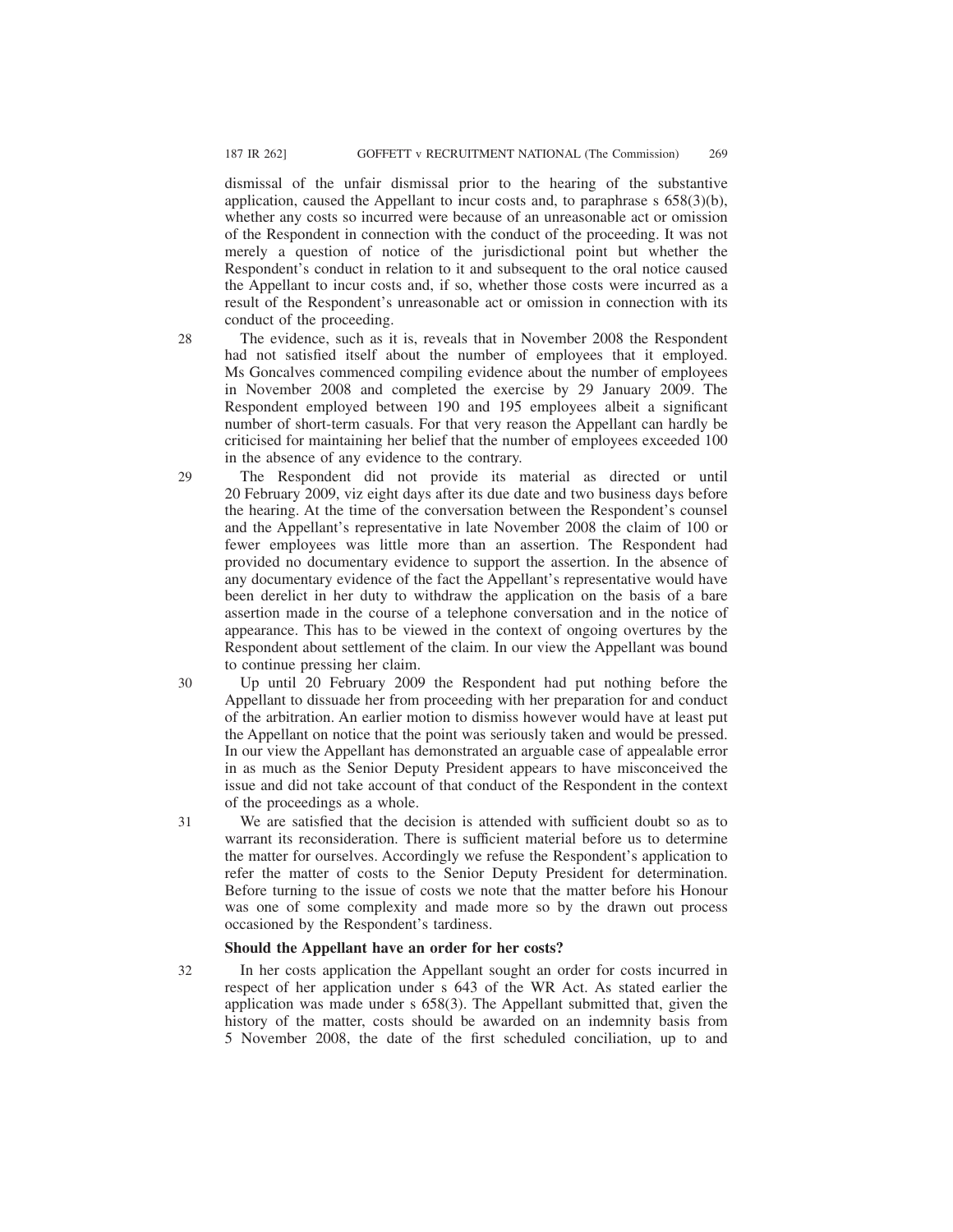dismissal of the unfair dismissal prior to the hearing of the substantive application, caused the Appellant to incur costs and, to paraphrase s 658(3)(b), whether any costs so incurred were because of an unreasonable act or omission of the Respondent in connection with the conduct of the proceeding. It was not merely a question of notice of the jurisdictional point but whether the Respondent's conduct in relation to it and subsequent to the oral notice caused the Appellant to incur costs and, if so, whether those costs were incurred as a result of the Respondent's unreasonable act or omission in connection with its conduct of the proceeding.

28 The evidence, such as it is, reveals that in November 2008 the Respondent had not satisfied itself about the number of employees that it employed. Ms Goncalves commenced compiling evidence about the number of employees in November 2008 and completed the exercise by 29 January 2009. The Respondent employed between 190 and 195 employees albeit a significant number of short-term casuals. For that very reason the Appellant can hardly be criticised for maintaining her belief that the number of employees exceeded 100 in the absence of any evidence to the contrary.

29 The Respondent did not provide its material as directed or until 20 February 2009, viz eight days after its due date and two business days before the hearing. At the time of the conversation between the Respondent's counsel and the Appellant's representative in late November 2008 the claim of 100 or fewer employees was little more than an assertion. The Respondent had provided no documentary evidence to support the assertion. In the absence of any documentary evidence of the fact the Appellant's representative would have been derelict in her duty to withdraw the application on the basis of a bare assertion made in the course of a telephone conversation and in the notice of appearance. This has to be viewed in the context of ongoing overtures by the Respondent about settlement of the claim. In our view the Appellant was bound to continue pressing her claim.

30 Up until 20 February 2009 the Respondent had put nothing before the Appellant to dissuade her from proceeding with her preparation for and conduct of the arbitration. An earlier motion to dismiss however would have at least put the Appellant on notice that the point was seriously taken and would be pressed. In our view the Appellant has demonstrated an arguable case of appealable error in as much as the Senior Deputy President appears to have misconceived the issue and did not take account of that conduct of the Respondent in the context of the proceedings as a whole.

31 We are satisfied that the decision is attended with sufficient doubt so as to warrant its reconsideration. There is sufficient material before us to determine the matter for ourselves. Accordingly we refuse the Respondent's application to refer the matter of costs to the Senior Deputy President for determination. Before turning to the issue of costs we note that the matter before his Honour was one of some complexity and made more so by the drawn out process occasioned by the Respondent's tardiness.

### Should the Appellant have an order for her costs?

32 In her costs application the Appellant sought an order for costs incurred in respect of her application under s 643 of the WR Act. As stated earlier the application was made under s 658(3). The Appellant submitted that, given the history of the matter, costs should be awarded on an indemnity basis from 5 November 2008, the date of the first scheduled conciliation, up to and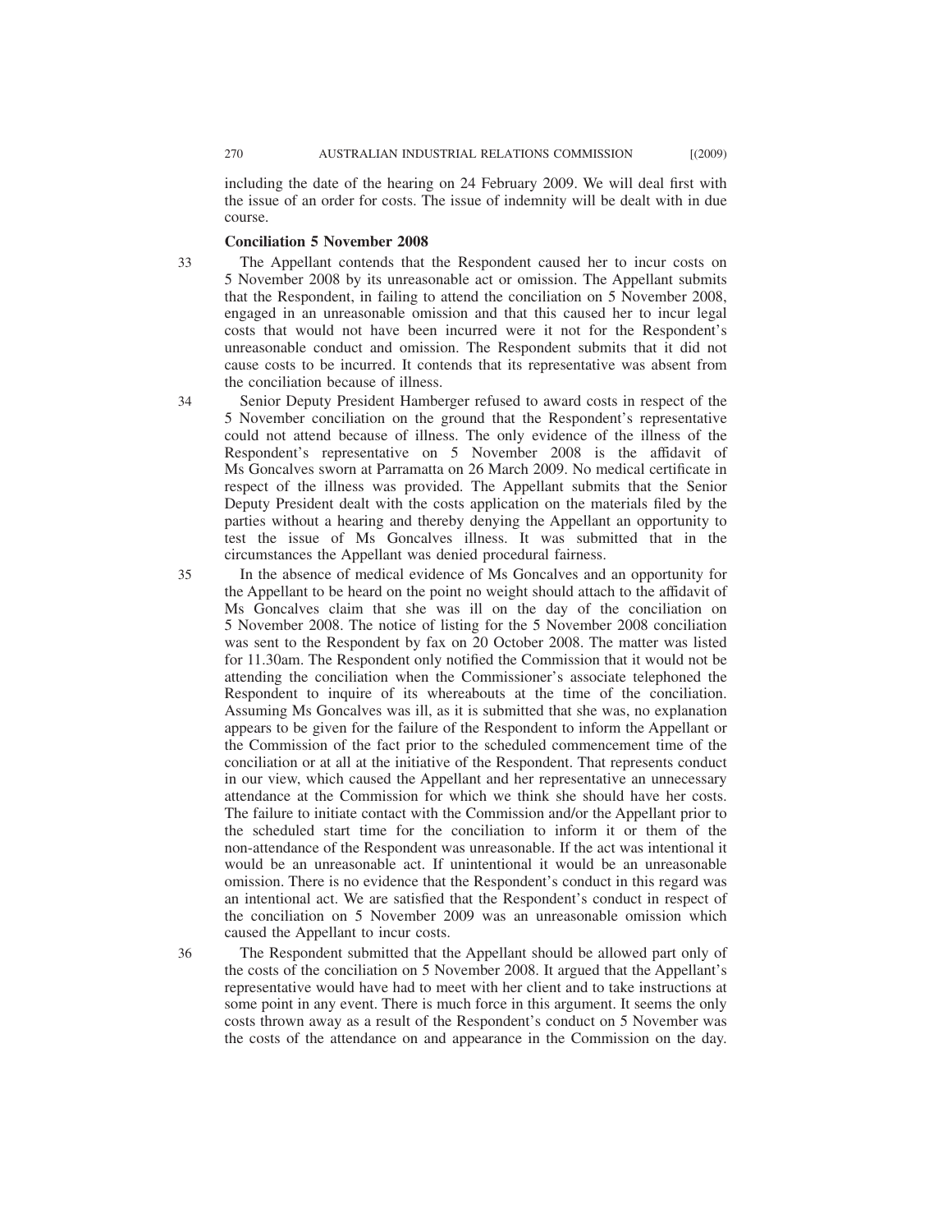including the date of the hearing on 24 February 2009. We will deal first with the issue of an order for costs. The issue of indemnity will be dealt with in due course.

**Conciliation 5 November 2008**

33 The Appellant contends that the Respondent caused her to incur costs on 5 November 2008 by its unreasonable act or omission. The Appellant submits that the Respondent, in failing to attend the conciliation on 5 November 2008, engaged in an unreasonable omission and that this caused her to incur legal costs that would not have been incurred were it not for the Respondent's unreasonable conduct and omission. The Respondent submits that it did not cause costs to be incurred. It contends that its representative was absent from the conciliation because of illness.

34 Senior Deputy President Hamberger refused to award costs in respect of the 5 November conciliation on the ground that the Respondent's representative could not attend because of illness. The only evidence of the illness of the Respondent's representative on 5 November 2008 is the affidavit of Ms Goncalves sworn at Parramatta on 26 March 2009. No medical certificate in respect of the illness was provided. The Appellant submits that the Senior Deputy President dealt with the costs application on the materials filed by the parties without a hearing and thereby denying the Appellant an opportunity to test the issue of Ms Goncalves illness. It was submitted that in the circumstances the Appellant was denied procedural fairness.

35 In the absence of medical evidence of Ms Goncalves and an opportunity for the Appellant to be heard on the point no weight should attach to the affidavit of Ms Goncalves claim that she was ill on the day of the conciliation on 5 November 2008. The notice of listing for the 5 November 2008 conciliation was sent to the Respondent by fax on 20 October 2008. The matter was listed for 11.30am. The Respondent only notified the Commission that it would not be attending the conciliation when the Commissioner's associate telephoned the Respondent to inquire of its whereabouts at the time of the conciliation. Assuming Ms Goncalves was ill, as it is submitted that she was, no explanation appears to be given for the failure of the Respondent to inform the Appellant or the Commission of the fact prior to the scheduled commencement time of the conciliation or at all at the initiative of the Respondent. That represents conduct in our view, which caused the Appellant and her representative an unnecessary attendance at the Commission for which we think she should have her costs. The failure to initiate contact with the Commission and/or the Appellant prior to the scheduled start time for the conciliation to inform it or them of the non-attendance of the Respondent was unreasonable. If the act was intentional it would be an unreasonable act. If unintentional it would be an unreasonable omission. There is no evidence that the Respondent's conduct in this regard was an intentional act. We are satisfied that the Respondent's conduct in respect of the conciliation on 5 November 2009 was an unreasonable omission which caused the Appellant to incur costs.

36 The Respondent submitted that the Appellant should be allowed part only of the costs of the conciliation on 5 November 2008. It argued that the Appellant's representative would have had to meet with her client and to take instructions at some point in any event. There is much force in this argument. It seems the only costs thrown away as a result of the Respondent's conduct on 5 November was the costs of the attendance on and appearance in the Commission on the day.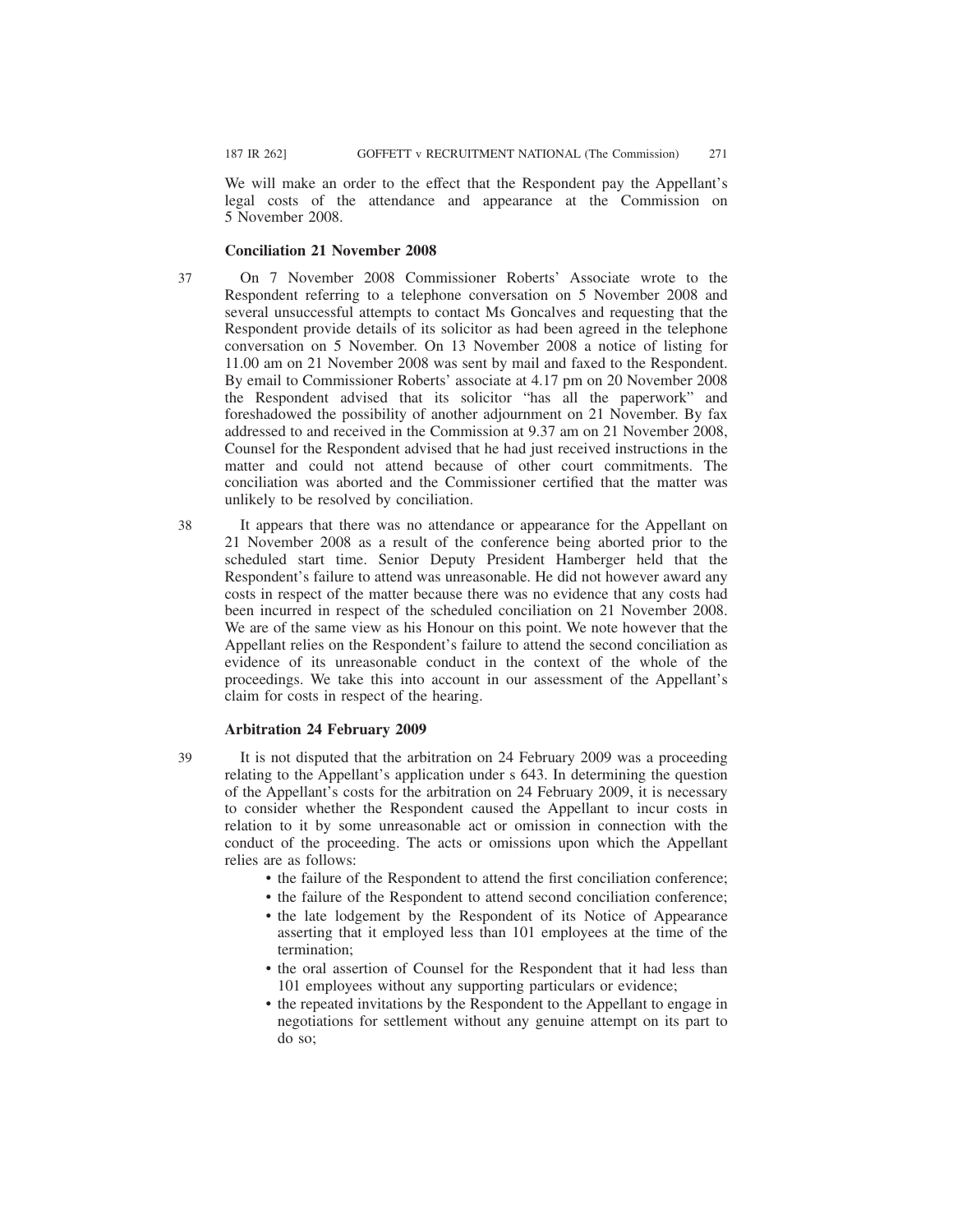We will make an order to the effect that the Respondent pay the Appellant's legal costs of the attendance and appearance at the Commission on 5 November 2008.

### Conciliation 21 November 2008

37 On 7 November 2008 Commissioner Roberts' Associate wrote to the Respondent referring to a telephone conversation on 5 November 2008 and several unsuccessful attempts to contact Ms Goncalves and requesting that the Respondent provide details of its solicitor as had been agreed in the telephone conversation on 5 November. On 13 November 2008 a notice of listing for 11.00 am on 21 November 2008 was sent by mail and faxed to the Respondent. By email to Commissioner Roberts' associate at 4.17 pm on 20 November 2008 the Respondent advised that its solicitor "has all the paperwork" and foreshadowed the possibility of another adjournment on 21 November. By fax addressed to and received in the Commission at 9.37 am on 21 November 2008, Counsel for the Respondent advised that he had just received instructions in the matter and could not attend because of other court commitments. The conciliation was aborted and the Commissioner certified that the matter was unlikely to be resolved by conciliation.

38 It appears that there was no attendance or appearance for the Appellant on 21 November 2008 as a result of the conference being aborted prior to the scheduled start time. Senior Deputy President Hamberger held that the Respondent's failure to attend was unreasonable. He did not however award any costs in respect of the matter because there was no evidence that any costs had been incurred in respect of the scheduled conciliation on 21 November 2008. We are of the same view as his Honour on this point. We note however that the Appellant relies on the Respondent's failure to attend the second conciliation as evidence of its unreasonable conduct in the context of the whole of the proceedings. We take this into account in our assessment of the Appellant's claim for costs in respect of the hearing.

### Arbitration 24 February 2009

39 It is not disputed that the arbitration on 24 February 2009 was a proceeding relating to the Appellant's application under s 643. In determining the question of the Appellant's costs for the arbitration on 24 February 2009, it is necessary to consider whether the Respondent caused the Appellant to incur costs in relation to it by some unreasonable act or omission in connection with the conduct of the proceeding. The acts or omissions upon which the Appellant relies are as follows:

- the failure of the Respondent to attend the first conciliation conference;
- the failure of the Respondent to attend second conciliation conference;
- the late lodgement by the Respondent of its Notice of Appearance asserting that it employed less than 101 employees at the time of the termination;
- the oral assertion of Counsel for the Respondent that it had less than 101 employees without any supporting particulars or evidence;
- the repeated invitations by the Respondent to the Appellant to engage in negotiations for settlement without any genuine attempt on its part to do so;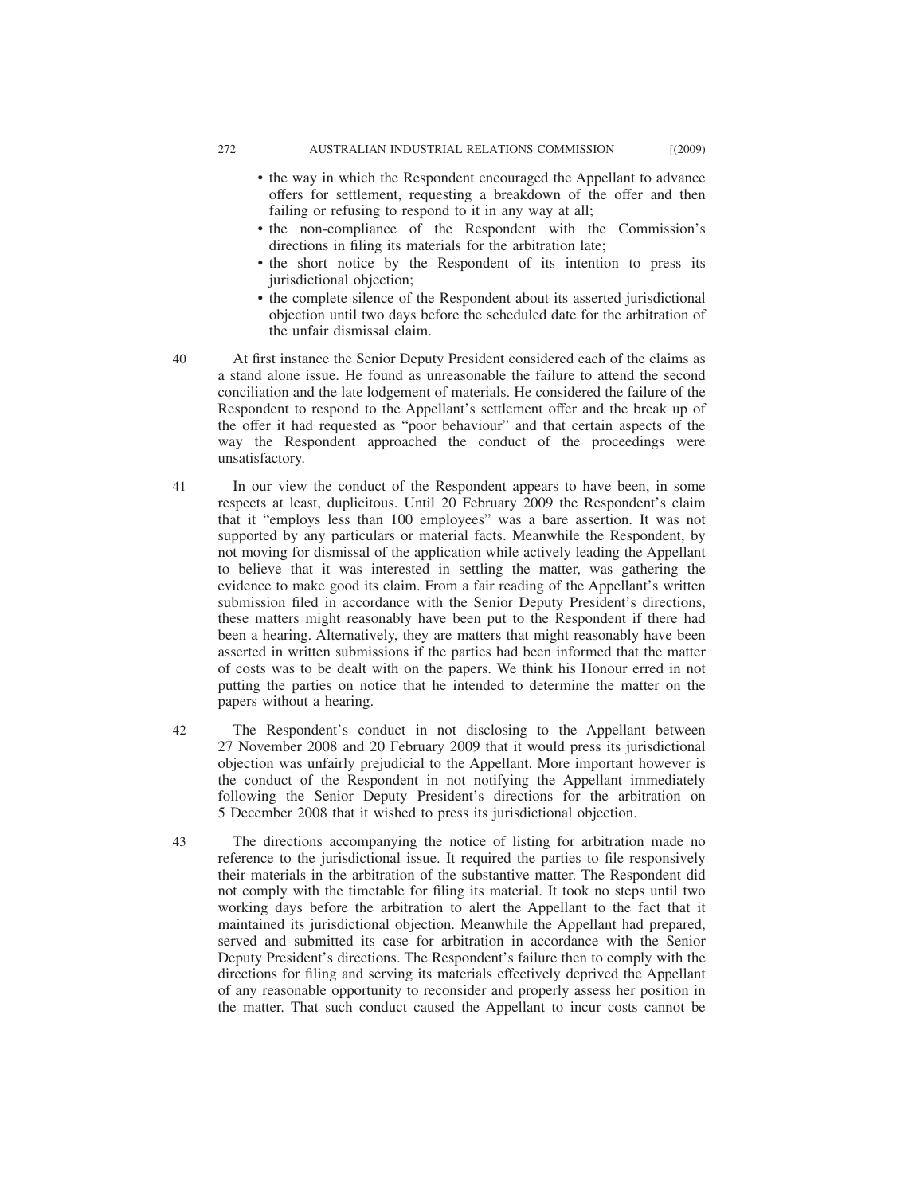- the way in which the Respondent encouraged the Appellant to advance offers for settlement, requesting a breakdown of the offer and then failing or refusing to respond to it in any way at all;
- the non-compliance of the Respondent with the Commission's directions in filing its materials for the arbitration late;
- the short notice by the Respondent of its intention to press its jurisdictional objection;
- the complete silence of the Respondent about its asserted jurisdictional objection until two days before the scheduled date for the arbitration of the unfair dismissal claim.

40 At first instance the Senior Deputy President considered each of the claims as a stand alone issue. He found as unreasonable the failure to attend the second conciliation and the late lodgement of materials. He considered the failure of the Respondent to respond to the Appellant's settlement offer and the break up of the offer it had requested as "poor behaviour" and that certain aspects of the way the Respondent approached the conduct of the proceedings were unsatisfactory.

41 In our view the conduct of the Respondent appears to have been, in some respects at least, duplicitous. Until 20 February 2009 the Respondent's claim that it "employs less than 100 employees" was a bare assertion. It was not supported by any particulars or material facts. Meanwhile the Respondent, by not moving for dismissal of the application while actively leading the Appellant to believe that it was interested in settling the matter, was gathering the evidence to make good its claim. From a fair reading of the Appellant's written submission filed in accordance with the Senior Deputy President's directions, these matters might reasonably have been put to the Respondent if there had been a hearing. Alternatively, they are matters that might reasonably have been asserted in written submissions if the parties had been informed that the matter of costs was to be dealt with on the papers. We think his Honour erred in not putting the parties on notice that he intended to determine the matter on the papers without a hearing.

42 The Respondent's conduct in not disclosing to the Appellant between 27 November 2008 and 20 February 2009 that it would press its jurisdictional objection was unfairly prejudicial to the Appellant. More important however is the conduct of the Respondent in not notifying the Appellant immediately following the Senior Deputy President's directions for the arbitration on 5 December 2008 that it wished to press its jurisdictional objection.

43 The directions accompanying the notice of listing for arbitration made no reference to the jurisdictional issue. It required the parties to file responsively their materials in the arbitration of the substantive matter. The Respondent did not comply with the timetable for filing its material. It took no steps until two working days before the arbitration to alert the Appellant to the fact that it maintained its jurisdictional objection. Meanwhile the Appellant had prepared, served and submitted its case for arbitration in accordance with the Senior Deputy President's directions. The Respondent's failure then to comply with the directions for filing and serving its materials effectively deprived the Appellant of any reasonable opportunity to reconsider and properly assess her position in the matter. That such conduct caused the Appellant to incur costs cannot be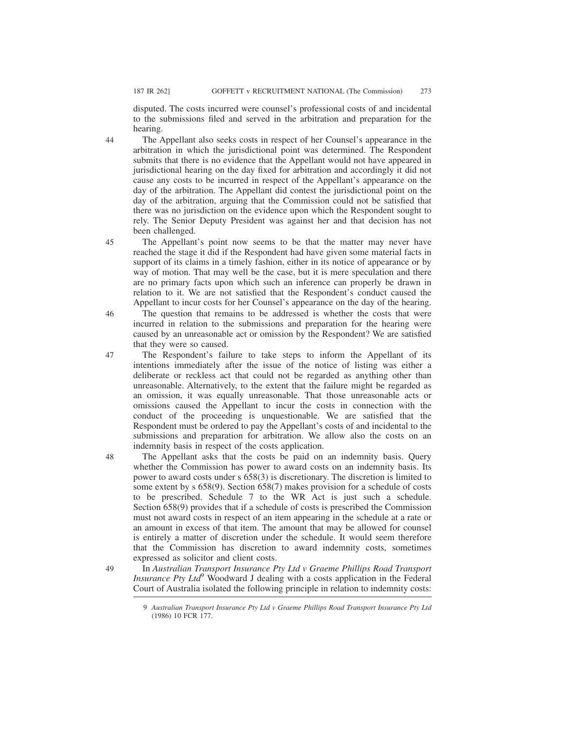disputed. The costs incurred were counsel's professional costs of and incidental to the submissions filed and served in the arbitration and preparation for the hearing.

44 The Appellant also seeks costs in respect of her Counsel's appearance in the arbitration in which the jurisdictional point was determined. The Respondent submits that there is no evidence that the Appellant would not have appeared in jurisdictional hearing on the day fixed for arbitration and accordingly it did not cause any costs to be incurred in respect of the Appellant's appearance on the day of the arbitration. The Appellant did contest the jurisdictional point on the day of the arbitration, arguing that the Commission could not be satisfied that there was no jurisdiction on the evidence upon which the Respondent sought to rely. The Senior Deputy President was against her and that decision has not been challenged.

45 The Appellant's point now seems to be that the matter may never have reached the stage it did if the Respondent had have given some material facts in support of its claims in a timely fashion, either in its notice of appearance or by way of motion. That may well be the case, but it is mere speculation and there are no primary facts upon which such an inference can properly be drawn in relation to it. We are not satisfied that the Respondent's conduct caused the Appellant to incur costs for her Counsel's appearance on the day of the hearing.

46 The question that remains to be addressed is whether the costs that were incurred in relation to the submissions and preparation for the hearing were caused by an unreasonable act or omission by the Respondent? We are satisfied that they were so caused.

47 The Respondent's failure to take steps to inform the Appellant of its intentions immediately after the issue of the notice of listing was either a deliberate or reckless act that could not be regarded as anything other than unreasonable. Alternatively, to the extent that the failure might be regarded as an omission, it was equally unreasonable. That those unreasonable acts or omissions caused the Appellant to incur the costs in connection with the conduct of the proceeding is unquestionable. We are satisfied that the Respondent must be ordered to pay the Appellant's costs of and incidental to the submissions and preparation for arbitration. We allow also the costs on an indemnity basis in respect of the costs application.

48 The Appellant asks that the costs be paid on an indemnity basis. Query whether the Commission has power to award costs on an indemnity basis. Its power to award costs under s 658(3) is discretionary. The discretion is limited to some extent by s 658(9). Section 658(7) makes provision for a schedule of costs to be prescribed. Schedule 7 to the WR Act is just such a schedule. Section 658(9) provides that if a schedule of costs is prescribed the Commission must not award costs in respect of an item appearing in the schedule at a rate or an amount in excess of that item. The amount that may be allowed for counsel is entirely a matter of discretion under the schedule. It would seem therefore that the Commission has discretion to award indemnity costs, sometimes expressed as solicitor and client costs.

49 In *Australian Transport Insurance Pty Ltd v Graeme Phillips Road Transport Insurance Pty Ltd*[9] Woodward J dealing with a costs application in the Federal Court of Australia isolated the following principle in relation to indemnity costs:

9 *Australian Transport Insurance Pty Ltd v Graeme Phillips Road Transport Insurance Pty Ltd* (1986) 10 FCR 177.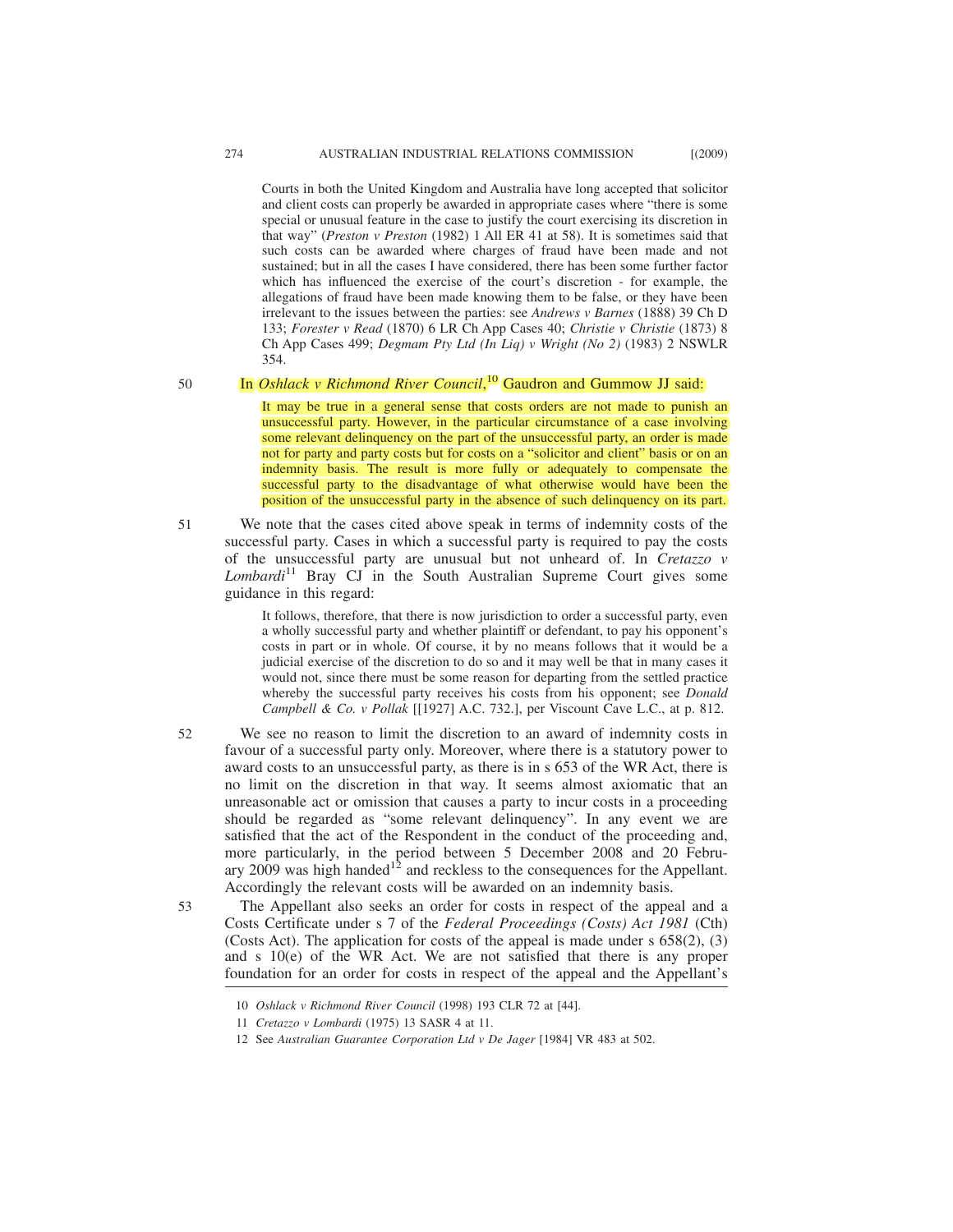> Courts in both the United Kingdom and Australia have long accepted that solicitor and client costs can properly be awarded in appropriate cases where "there is some special or unusual feature in the case to justify the court exercising its discretion in that way" (*Preston v Preston* (1982) 1 All ER 41 at 58). It is sometimes said that such costs can be awarded where charges of fraud have been made and not sustained; but in all the cases I have considered, there has been some further factor which has influenced the exercise of the court's discretion - for example, the allegations of fraud have been made knowing them to be false, or they have been irrelevant to the issues between the parties: see *Andrews v Barnes* (1888) 39 Ch D 133; *Forester v Read* (1870) 6 LR Ch App Cases 40; *Christie v Christie* (1873) 8 Ch App Cases 499; *Degmam Pty Ltd (In Liq) v Wright (No 2)* (1983) 2 NSWLR 354.

50 In *Oshlack v Richmond River Council*,[10] Gaudron and Gummow JJ said:

> It may be true in a general sense that costs orders are not made to punish an unsuccessful party. However, in the particular circumstance of a case involving some relevant delinquency on the part of the unsuccessful party, an order is made not for party and party costs but for costs on a "solicitor and client" basis or on an indemnity basis. The result is more fully or adequately to compensate the successful party to the disadvantage of what otherwise would have been the position of the unsuccessful party in the absence of such delinquency on its part.

51 We note that the cases cited above speak in terms of indemnity costs of the successful party. Cases in which a successful party is required to pay the costs of the unsuccessful party are unusual but not unheard of. In *Cretazzo v Lombardi*[11] Bray CJ in the South Australian Supreme Court gives some guidance in this regard:

> It follows, therefore, that there is now jurisdiction to order a successful party, even a wholly successful party and whether plaintiff or defendant, to pay his opponent's costs in part or in whole. Of course, it by no means follows that it would be a judicial exercise of the discretion to do so and it may well be that in many cases it would not, since there must be some reason for departing from the settled practice whereby the successful party receives his costs from his opponent; see *Donald Campbell & Co. v Pollak* [[1927] A.C. 732.], per Viscount Cave L.C., at p. 812.

52 We see no reason to limit the discretion to an award of indemnity costs in favour of a successful party only. Moreover, where there is a statutory power to award costs to an unsuccessful party, as there is in s 653 of the WR Act, there is no limit on the discretion in that way. It seems almost axiomatic that an unreasonable act or omission that causes a party to incur costs in a proceeding should be regarded as "some relevant delinquency". In any event we are satisfied that the act of the Respondent in the conduct of the proceeding and, more particularly, in the period between 5 December 2008 and 20 February 2009 was high handed[12] and reckless to the consequences for the Appellant. Accordingly the relevant costs will be awarded on an indemnity basis.

53 The Appellant also seeks an order for costs in respect of the appeal and a Costs Certificate under s 7 of the *Federal Proceedings (Costs) Act 1981* (Cth) (Costs Act). The application for costs of the appeal is made under s 658(2), (3) and s 10(e) of the WR Act. We are not satisfied that there is any proper foundation for an order for costs in respect of the appeal and the Appellant's

10 *Oshlack v Richmond River Council* (1998) 193 CLR 72 at [44].

11 *Cretazzo v Lombardi* (1975) 13 SASR 4 at 11.

12 See *Australian Guarantee Corporation Ltd v De Jager* [1984] VR 483 at 502.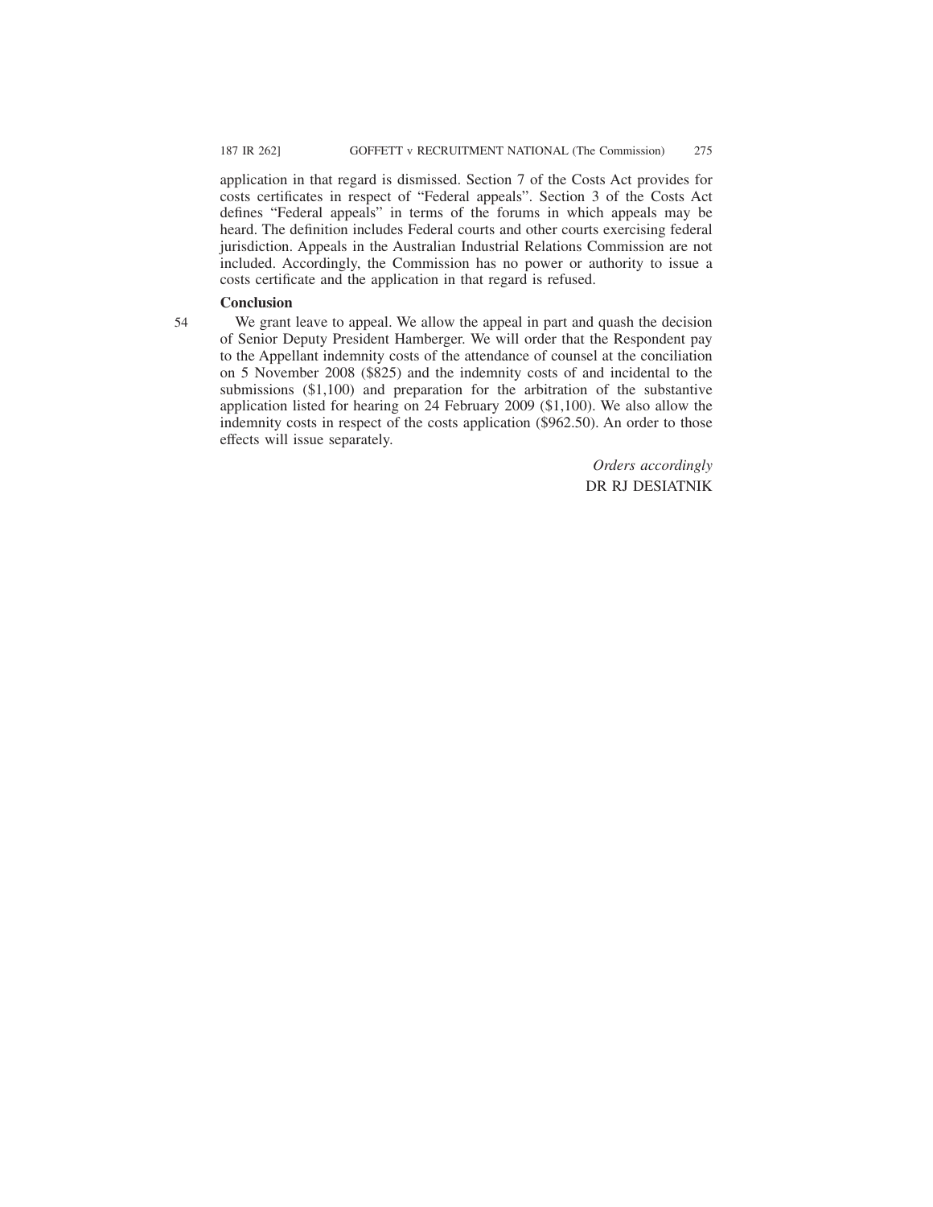application in that regard is dismissed. Section 7 of the Costs Act provides for costs certificates in respect of "Federal appeals". Section 3 of the Costs Act defines "Federal appeals" in terms of the forums in which appeals may be heard. The definition includes Federal courts and other courts exercising federal jurisdiction. Appeals in the Australian Industrial Relations Commission are not included. Accordingly, the Commission has no power or authority to issue a costs certificate and the application in that regard is refused.

**Conclusion**

54 We grant leave to appeal. We allow the appeal in part and quash the decision of Senior Deputy President Hamberger. We will order that the Respondent pay to the Appellant indemnity costs of the attendance of counsel at the conciliation on 5 November 2008 ($825) and the indemnity costs of and incidental to the submissions ($1,100) and preparation for the arbitration of the substantive application listed for hearing on 24 February 2009 ($1,100). We also allow the indemnity costs in respect of the costs application ($962.50). An order to those effects will issue separately.

*Orders accordingly*

DR RJ DESIATNIK